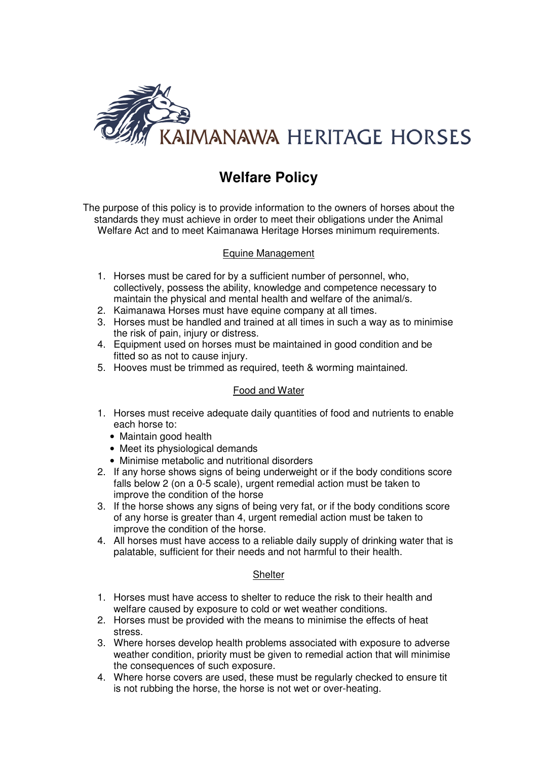KAIMANAWA HERITAGE HORSES

# Welfare Policy

The purpose of this policy is to provide information to the owners of horses about the standards they must achieve in order to meet their obligations under the Animal Welfare Act and to meet Kaimanawa Heritage Horses minimum requirements.

## Equine Management

1. Horses must be cared for by a sufficient number of personnel, who, collectively, possess the ability, knowledge and competence necessary to maintain the physical and mental health and welfare of the animal/s.
2. Kaimanawa Horses must have equine company at all times.
3. Horses must be handled and trained at all times in such a way as to minimise the risk of pain, injury or distress.
4. Equipment used on horses must be maintained in good condition and be fitted so as not to cause injury.
5. Hooves must be trimmed as required, teeth & worming maintained.

## Food and Water

1. Horses must receive adequate daily quantities of food and nutrients to enable each horse to:
   - Maintain good health
   - Meet its physiological demands
   - Minimise metabolic and nutritional disorders
2. If any horse shows signs of being underweight or if the body conditions score falls below 2 (on a 0-5 scale), urgent remedial action must be taken to improve the condition of the horse
3. If the horse shows any signs of being very fat, or if the body conditions score of any horse is greater than 4, urgent remedial action must be taken to improve the condition of the horse.
4. All horses must have access to a reliable daily supply of drinking water that is palatable, sufficient for their needs and not harmful to their health.

## Shelter

1. Horses must have access to shelter to reduce the risk to their health and welfare caused by exposure to cold or wet weather conditions.
2. Horses must be provided with the means to minimise the effects of heat stress.
3. Where horses develop health problems associated with exposure to adverse weather condition, priority must be given to remedial action that will minimise the consequences of such exposure.
4. Where horse covers are used, these must be regularly checked to ensure tit is not rubbing the horse, the horse is not wet or over-heating.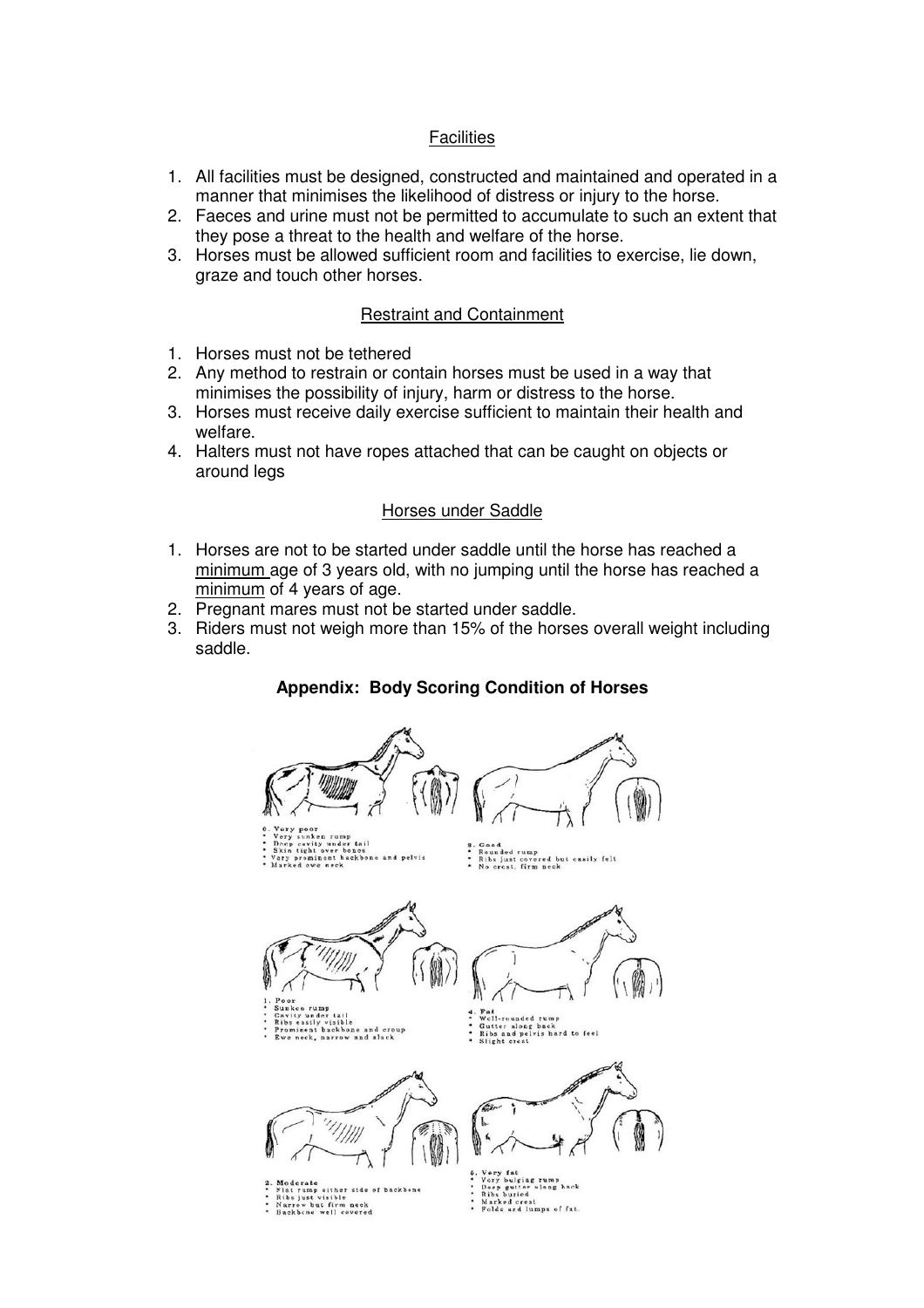## Facilities

1. All facilities must be designed, constructed and maintained and operated in a manner that minimises the likelihood of distress or injury to the horse.
2. Faeces and urine must not be permitted to accumulate to such an extent that they pose a threat to the health and welfare of the horse.
3. Horses must be allowed sufficient room and facilities to exercise, lie down, graze and touch other horses.

## Restraint and Containment

1. Horses must not be tethered
2. Any method to restrain or contain horses must be used in a way that minimises the possibility of injury, harm or distress to the horse.
3. Horses must receive daily exercise sufficient to maintain their health and welfare.
4. Halters must not have ropes attached that can be caught on objects or around legs

## Horses under Saddle

1. Horses are not to be started under saddle until the horse has reached a minimum age of 3 years old, with no jumping until the horse has reached a minimum of 4 years of age.
2. Pregnant mares must not be started under saddle.
3. Riders must not weigh more than 15% of the horses overall weight including saddle.

## Appendix: Body Scoring Condition of Horses

0. Very poor
* Very sunken rump
* Deep cavity under tail
* Skin tight over bones
* Very prominent backbone and pelvis
* Marked ewe neck

1. Poor
* Sunken rump
* Cavity under tail
* Ribs easily visible
* Prominent backbone and croup
* Ewe neck, narrow and slack

2. Moderate
* Flat rump either side of backbone
* Ribs just visible
* Narrow but firm neck
* Backbone well covered

3. Good
* Rounded rump
* Ribs just covered but easily felt
* No crest, firm neck

4. Fat
* Well-rounded rump
* Gutter along back
* Ribs and pelvis hard to feel
* Slight crest

5. Very fat
* Very bulging rump
* Deep gutter along back
* Ribs buried
* Marked crest
* Folds and lumps of fat.